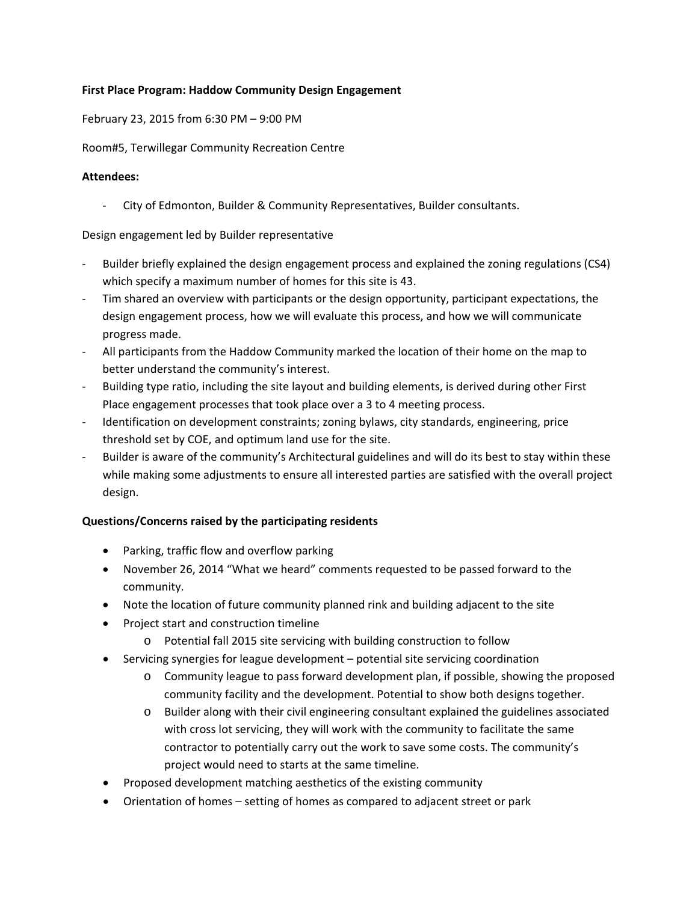**First Place Program: Haddow Community Design Engagement**

February 23, 2015 from 6:30 PM – 9:00 PM

Room#5, Terwillegar Community Recreation Centre

**Attendees:**

- City of Edmonton, Builder & Community Representatives, Builder consultants.

Design engagement led by Builder representative

- Builder briefly explained the design engagement process and explained the zoning regulations (CS4) which specify a maximum number of homes for this site is 43.
- Tim shared an overview with participants or the design opportunity, participant expectations, the design engagement process, how we will evaluate this process, and how we will communicate progress made.
- All participants from the Haddow Community marked the location of their home on the map to better understand the community's interest.
- Building type ratio, including the site layout and building elements, is derived during other First Place engagement processes that took place over a 3 to 4 meeting process.
- Identification on development constraints; zoning bylaws, city standards, engineering, price threshold set by COE, and optimum land use for the site.
- Builder is aware of the community's Architectural guidelines and will do its best to stay within these while making some adjustments to ensure all interested parties are satisfied with the overall project design.

**Questions/Concerns raised by the participating residents**

- Parking, traffic flow and overflow parking
- November 26, 2014 "What we heard" comments requested to be passed forward to the community.
- Note the location of future community planned rink and building adjacent to the site
- Project start and construction timeline
  - Potential fall 2015 site servicing with building construction to follow
- Servicing synergies for league development – potential site servicing coordination
  - Community league to pass forward development plan, if possible, showing the proposed community facility and the development. Potential to show both designs together.
  - Builder along with their civil engineering consultant explained the guidelines associated with cross lot servicing, they will work with the community to facilitate the same contractor to potentially carry out the work to save some costs. The community's project would need to starts at the same timeline.
- Proposed development matching aesthetics of the existing community
- Orientation of homes – setting of homes as compared to adjacent street or park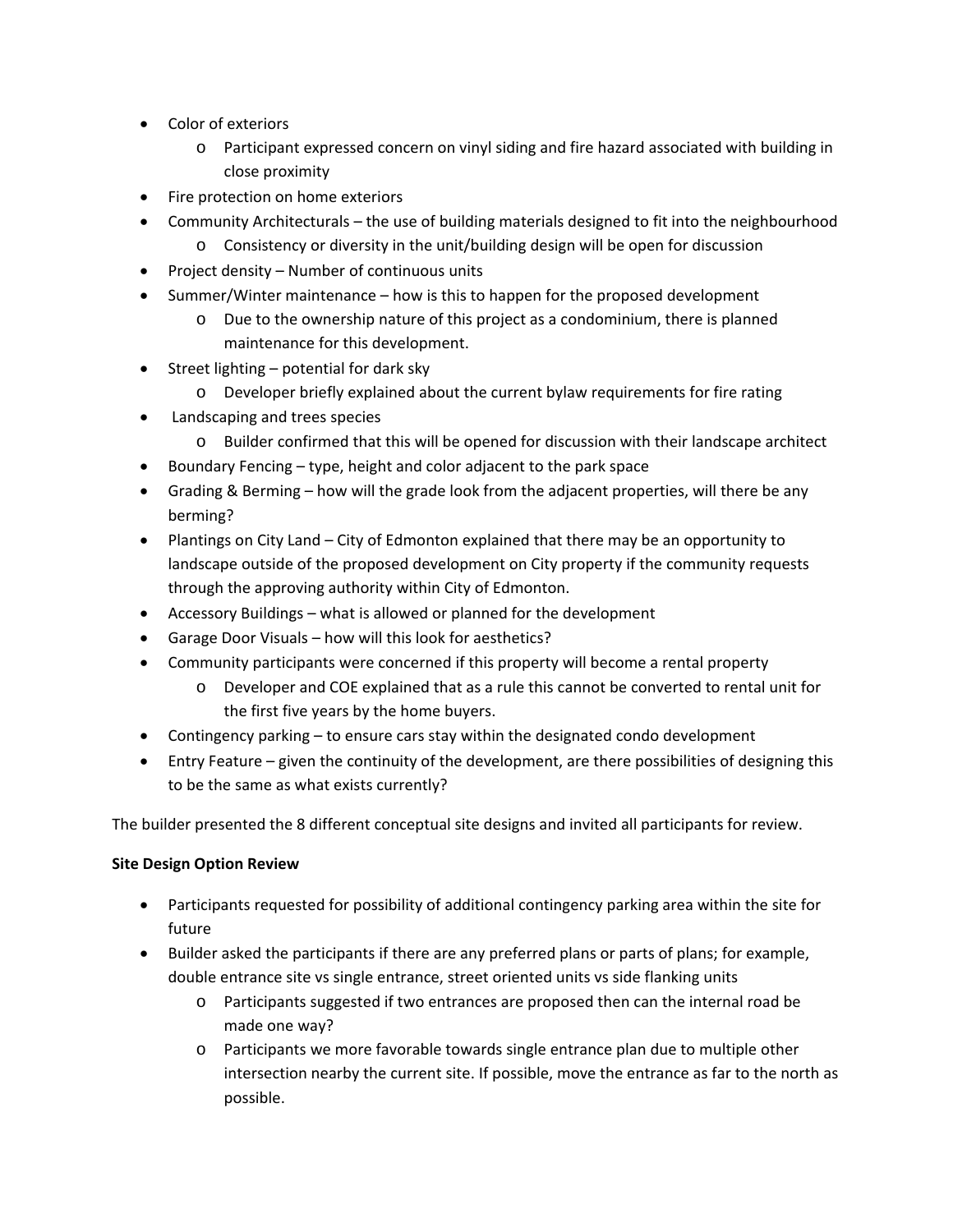- Color of exteriors
    - Participant expressed concern on vinyl siding and fire hazard associated with building in close proximity
- Fire protection on home exteriors
- Community Architecturals – the use of building materials designed to fit into the neighbourhood
    - Consistency or diversity in the unit/building design will be open for discussion
- Project density – Number of continuous units
- Summer/Winter maintenance – how is this to happen for the proposed development
    - Due to the ownership nature of this project as a condominium, there is planned maintenance for this development.
- Street lighting – potential for dark sky
    - Developer briefly explained about the current bylaw requirements for fire rating
- Landscaping and trees species
    - Builder confirmed that this will be opened for discussion with their landscape architect
- Boundary Fencing – type, height and color adjacent to the park space
- Grading & Berming – how will the grade look from the adjacent properties, will there be any berming?
- Plantings on City Land – City of Edmonton explained that there may be an opportunity to landscape outside of the proposed development on City property if the community requests through the approving authority within City of Edmonton.
- Accessory Buildings – what is allowed or planned for the development
- Garage Door Visuals – how will this look for aesthetics?
- Community participants were concerned if this property will become a rental property
    - Developer and COE explained that as a rule this cannot be converted to rental unit for the first five years by the home buyers.
- Contingency parking – to ensure cars stay within the designated condo development
- Entry Feature – given the continuity of the development, are there possibilities of designing this to be the same as what exists currently?

The builder presented the 8 different conceptual site designs and invited all participants for review.

**Site Design Option Review**

- Participants requested for possibility of additional contingency parking area within the site for future
- Builder asked the participants if there are any preferred plans or parts of plans; for example, double entrance site vs single entrance, street oriented units vs side flanking units
    - Participants suggested if two entrances are proposed then can the internal road be made one way?
    - Participants we more favorable towards single entrance plan due to multiple other intersection nearby the current site. If possible, move the entrance as far to the north as possible.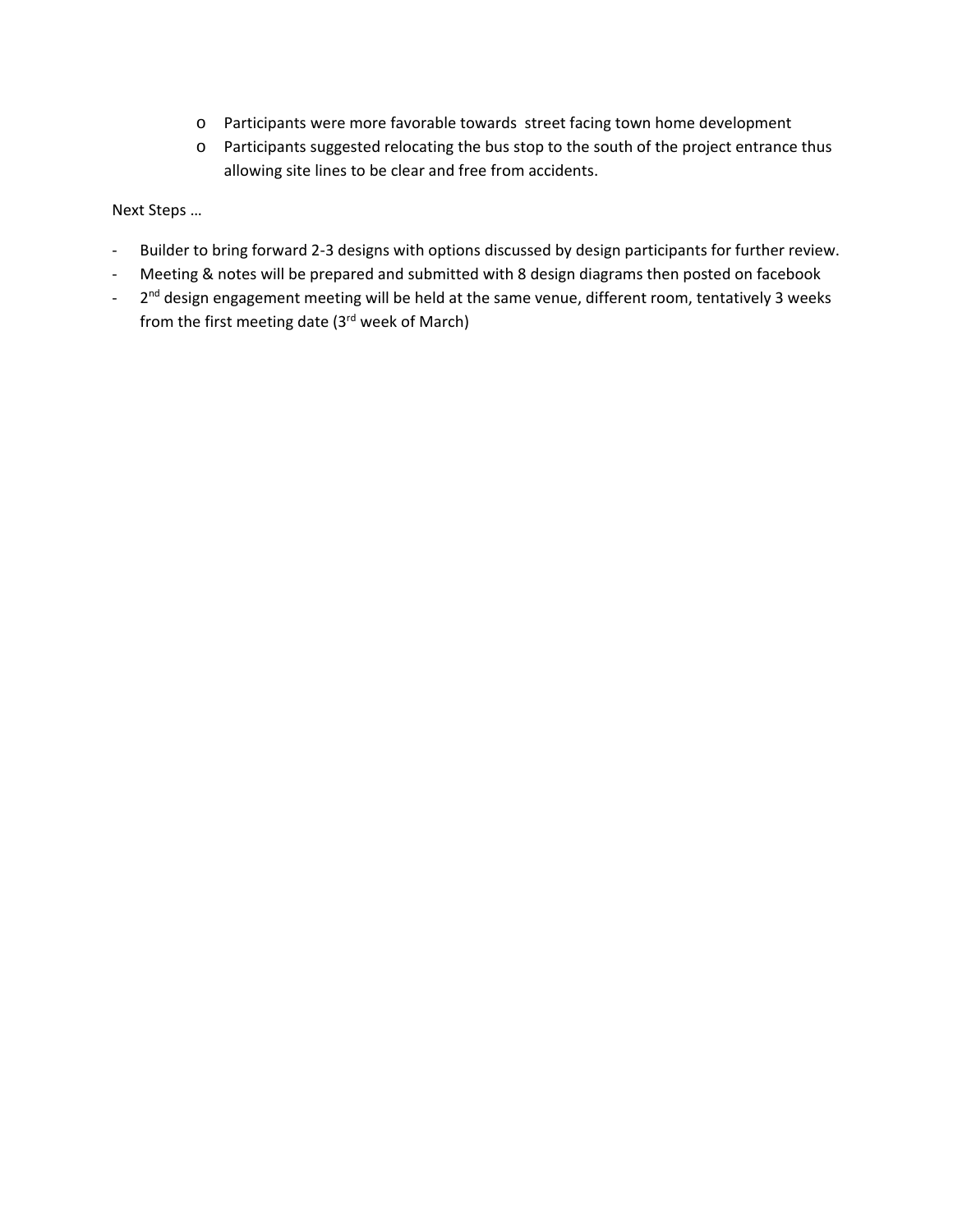- Participants were more favorable towards  street facing town home development
  - Participants suggested relocating the bus stop to the south of the project entrance thus allowing site lines to be clear and free from accidents.

Next Steps …

- Builder to bring forward 2-3 designs with options discussed by design participants for further review.
- Meeting & notes will be prepared and submitted with 8 design diagrams then posted on facebook
- 2nd design engagement meeting will be held at the same venue, different room, tentatively 3 weeks from the first meeting date (3rd week of March)